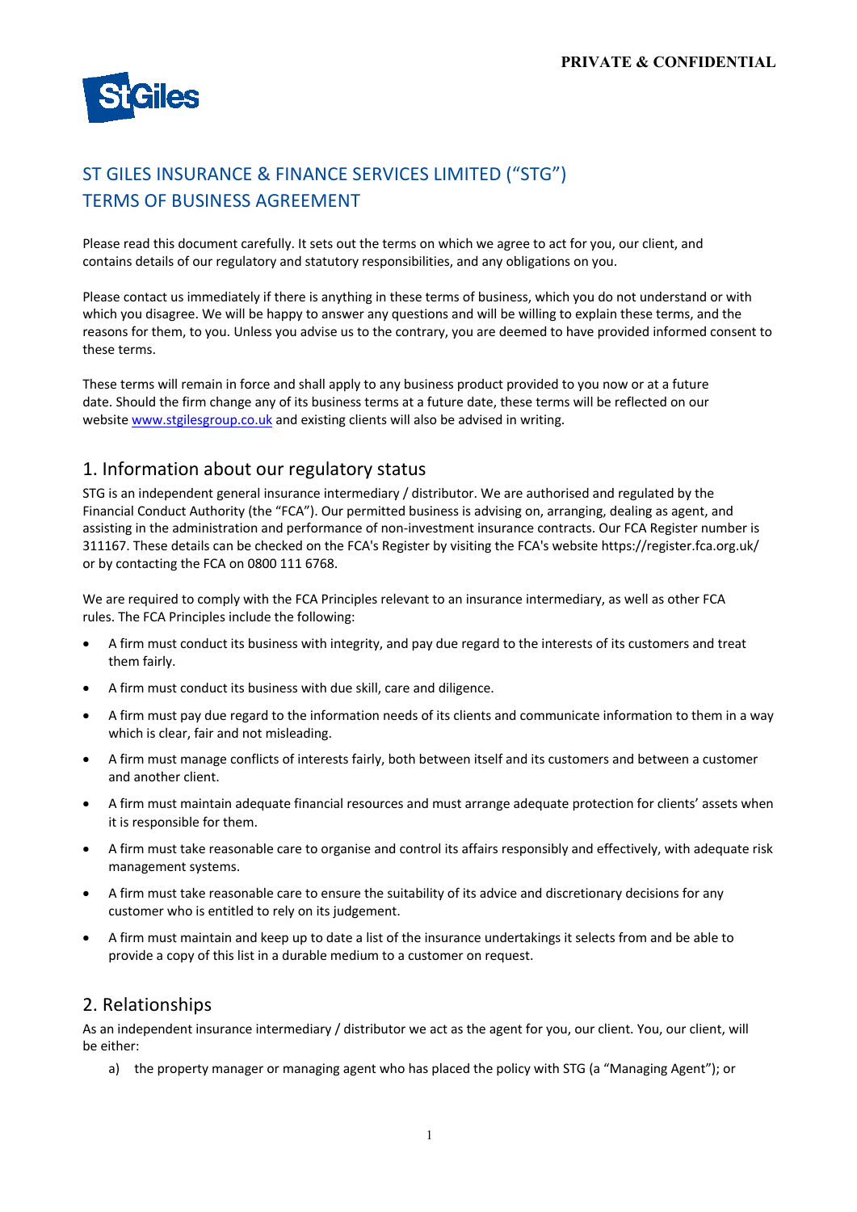**PRIVATE & CONFIDENTIAL**

# ST GILES INSURANCE & FINANCE SERVICES LIMITED ("STG")
# TERMS OF BUSINESS AGREEMENT

Please read this document carefully. It sets out the terms on which we agree to act for you, our client, and contains details of our regulatory and statutory responsibilities, and any obligations on you.

Please contact us immediately if there is anything in these terms of business, which you do not understand or with which you disagree. We will be happy to answer any questions and will be willing to explain these terms, and the reasons for them, to you. Unless you advise us to the contrary, you are deemed to have provided informed consent to these terms.

These terms will remain in force and shall apply to any business product provided to you now or at a future date. Should the firm change any of its business terms at a future date, these terms will be reflected on our website www.stgilesgroup.co.uk and existing clients will also be advised in writing.

## 1. Information about our regulatory status

STG is an independent general insurance intermediary / distributor. We are authorised and regulated by the Financial Conduct Authority (the "FCA"). Our permitted business is advising on, arranging, dealing as agent, and assisting in the administration and performance of non-investment insurance contracts. Our FCA Register number is 311167. These details can be checked on the FCA's Register by visiting the FCA's website https://register.fca.org.uk/ or by contacting the FCA on 0800 111 6768.

We are required to comply with the FCA Principles relevant to an insurance intermediary, as well as other FCA rules. The FCA Principles include the following:

- A firm must conduct its business with integrity, and pay due regard to the interests of its customers and treat them fairly.
- A firm must conduct its business with due skill, care and diligence.
- A firm must pay due regard to the information needs of its clients and communicate information to them in a way which is clear, fair and not misleading.
- A firm must manage conflicts of interests fairly, both between itself and its customers and between a customer and another client.
- A firm must maintain adequate financial resources and must arrange adequate protection for clients' assets when it is responsible for them.
- A firm must take reasonable care to organise and control its affairs responsibly and effectively, with adequate risk management systems.
- A firm must take reasonable care to ensure the suitability of its advice and discretionary decisions for any customer who is entitled to rely on its judgement.
- A firm must maintain and keep up to date a list of the insurance undertakings it selects from and be able to provide a copy of this list in a durable medium to a customer on request.

## 2. Relationships

As an independent insurance intermediary / distributor we act as the agent for you, our client. You, our client, will be either:

a) the property manager or managing agent who has placed the policy with STG (a "Managing Agent"); or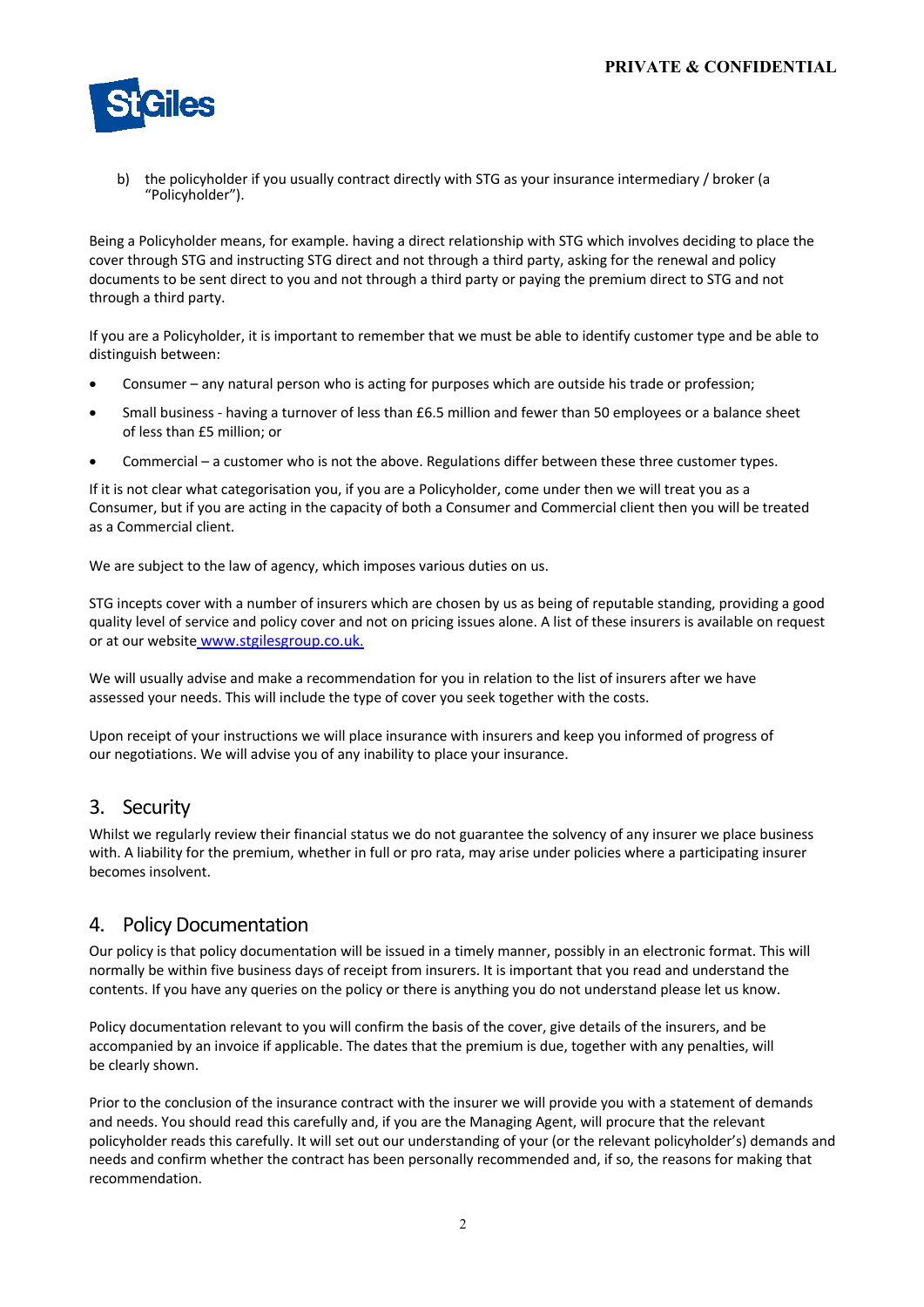b) the policyholder if you usually contract directly with STG as your insurance intermediary / broker (a "Policyholder").

Being a Policyholder means, for example. having a direct relationship with STG which involves deciding to place the cover through STG and instructing STG direct and not through a third party, asking for the renewal and policy documents to be sent direct to you and not through a third party or paying the premium direct to STG and not through a third party.

If you are a Policyholder, it is important to remember that we must be able to identify customer type and be able to distinguish between:

- Consumer – any natural person who is acting for purposes which are outside his trade or profession;
- Small business - having a turnover of less than £6.5 million and fewer than 50 employees or a balance sheet of less than £5 million; or
- Commercial – a customer who is not the above. Regulations differ between these three customer types.

If it is not clear what categorisation you, if you are a Policyholder, come under then we will treat you as a Consumer, but if you are acting in the capacity of both a Consumer and Commercial client then you will be treated as a Commercial client.

We are subject to the law of agency, which imposes various duties on us.

STG incepts cover with a number of insurers which are chosen by us as being of reputable standing, providing a good quality level of service and policy cover and not on pricing issues alone. A list of these insurers is available on request or at our website www.stgilesgroup.co.uk.

We will usually advise and make a recommendation for you in relation to the list of insurers after we have assessed your needs. This will include the type of cover you seek together with the costs.

Upon receipt of your instructions we will place insurance with insurers and keep you informed of progress of our negotiations. We will advise you of any inability to place your insurance.

## 3. Security

Whilst we regularly review their financial status we do not guarantee the solvency of any insurer we place business with. A liability for the premium, whether in full or pro rata, may arise under policies where a participating insurer becomes insolvent.

## 4. Policy Documentation

Our policy is that policy documentation will be issued in a timely manner, possibly in an electronic format. This will normally be within five business days of receipt from insurers. It is important that you read and understand the contents. If you have any queries on the policy or there is anything you do not understand please let us know.

Policy documentation relevant to you will confirm the basis of the cover, give details of the insurers, and be accompanied by an invoice if applicable. The dates that the premium is due, together with any penalties, will be clearly shown.

Prior to the conclusion of the insurance contract with the insurer we will provide you with a statement of demands and needs. You should read this carefully and, if you are the Managing Agent, will procure that the relevant policyholder reads this carefully. It will set out our understanding of your (or the relevant policyholder's) demands and needs and confirm whether the contract has been personally recommended and, if so, the reasons for making that recommendation.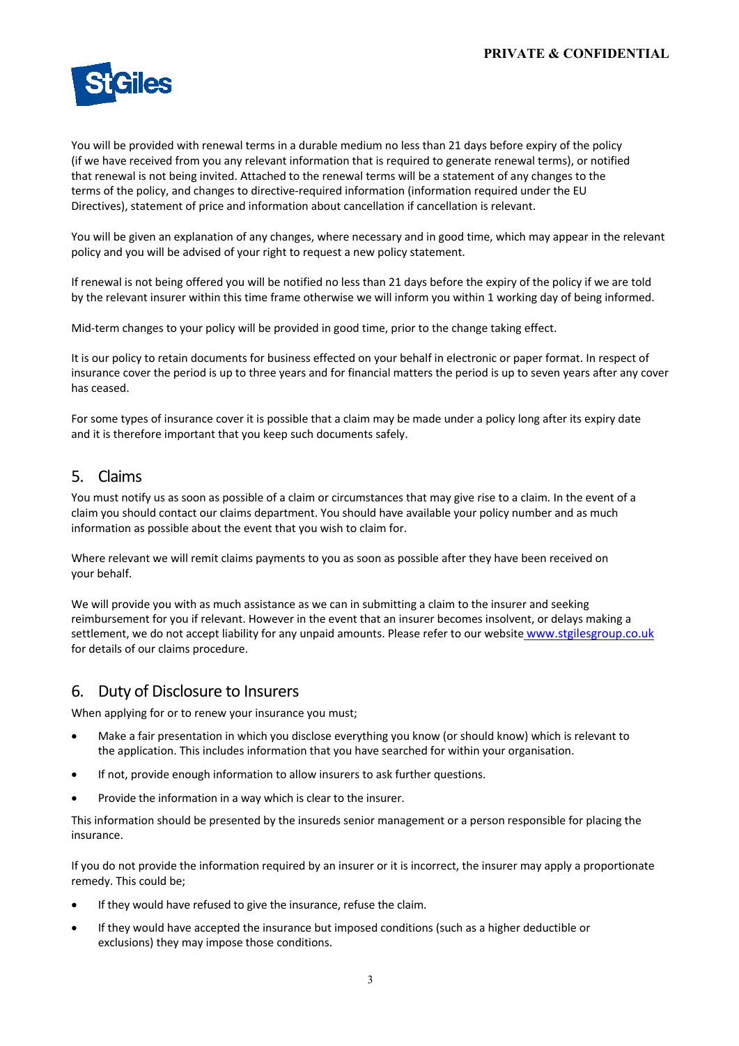You will be provided with renewal terms in a durable medium no less than 21 days before expiry of the policy (if we have received from you any relevant information that is required to generate renewal terms), or notified that renewal is not being invited. Attached to the renewal terms will be a statement of any changes to the terms of the policy, and changes to directive-required information (information required under the EU Directives), statement of price and information about cancellation if cancellation is relevant.

You will be given an explanation of any changes, where necessary and in good time, which may appear in the relevant policy and you will be advised of your right to request a new policy statement.

If renewal is not being offered you will be notified no less than 21 days before the expiry of the policy if we are told by the relevant insurer within this time frame otherwise we will inform you within 1 working day of being informed.

Mid-term changes to your policy will be provided in good time, prior to the change taking effect.

It is our policy to retain documents for business effected on your behalf in electronic or paper format. In respect of insurance cover the period is up to three years and for financial matters the period is up to seven years after any cover has ceased.

For some types of insurance cover it is possible that a claim may be made under a policy long after its expiry date and it is therefore important that you keep such documents safely.

## 5. Claims

You must notify us as soon as possible of a claim or circumstances that may give rise to a claim. In the event of a claim you should contact our claims department. You should have available your policy number and as much information as possible about the event that you wish to claim for.

Where relevant we will remit claims payments to you as soon as possible after they have been received on your behalf.

We will provide you with as much assistance as we can in submitting a claim to the insurer and seeking reimbursement for you if relevant. However in the event that an insurer becomes insolvent, or delays making a settlement, we do not accept liability for any unpaid amounts. Please refer to our website www.stgilesgroup.co.uk for details of our claims procedure.

## 6. Duty of Disclosure to Insurers

When applying for or to renew your insurance you must;

- Make a fair presentation in which you disclose everything you know (or should know) which is relevant to the application. This includes information that you have searched for within your organisation.
- If not, provide enough information to allow insurers to ask further questions.
- Provide the information in a way which is clear to the insurer.

This information should be presented by the insureds senior management or a person responsible for placing the insurance.

If you do not provide the information required by an insurer or it is incorrect, the insurer may apply a proportionate remedy. This could be;

- If they would have refused to give the insurance, refuse the claim.
- If they would have accepted the insurance but imposed conditions (such as a higher deductible or exclusions) they may impose those conditions.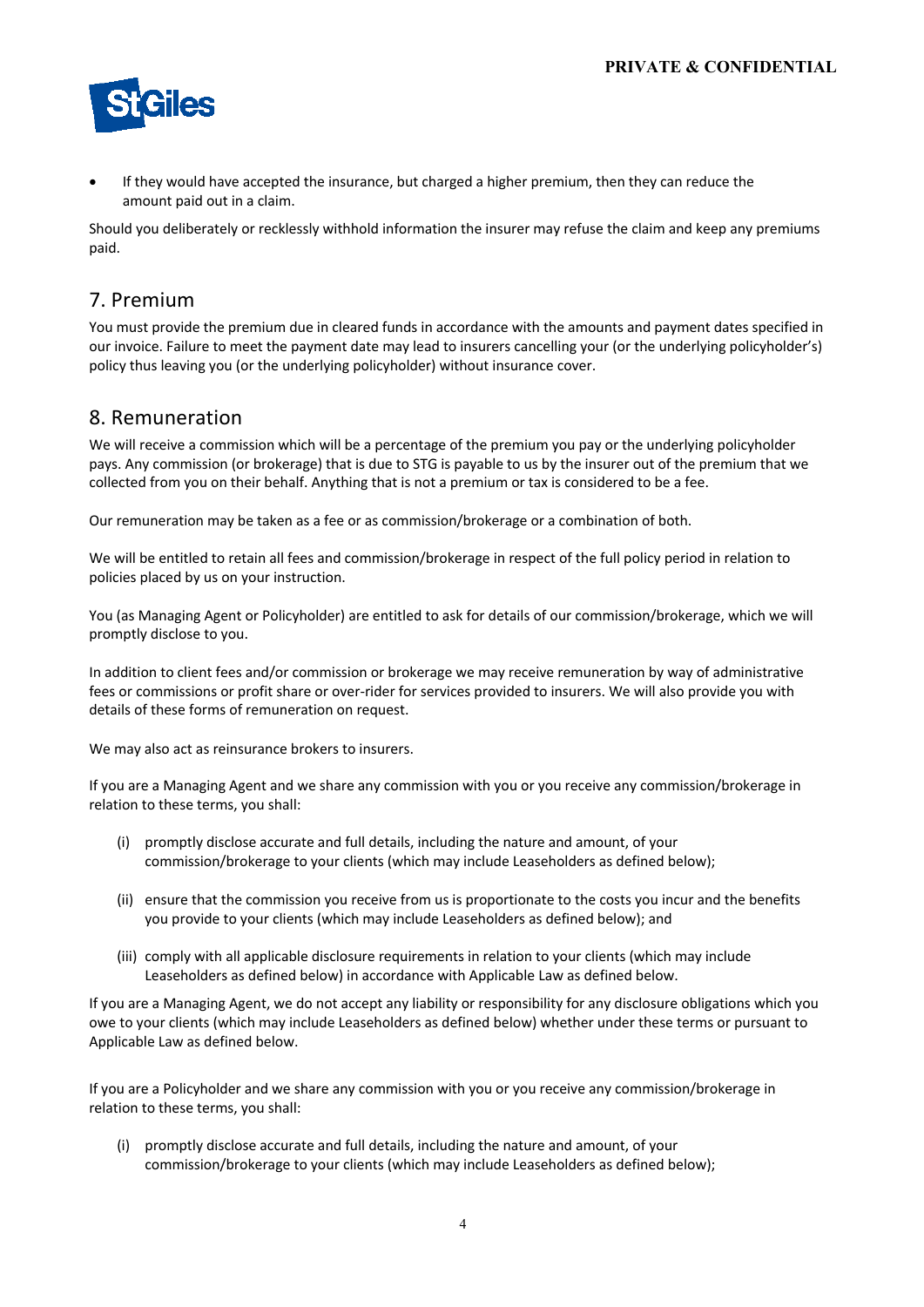- If they would have accepted the insurance, but charged a higher premium, then they can reduce the amount paid out in a claim.

Should you deliberately or recklessly withhold information the insurer may refuse the claim and keep any premiums paid.

## 7. Premium

You must provide the premium due in cleared funds in accordance with the amounts and payment dates specified in our invoice. Failure to meet the payment date may lead to insurers cancelling your (or the underlying policyholder's) policy thus leaving you (or the underlying policyholder) without insurance cover.

## 8. Remuneration

We will receive a commission which will be a percentage of the premium you pay or the underlying policyholder pays. Any commission (or brokerage) that is due to STG is payable to us by the insurer out of the premium that we collected from you on their behalf. Anything that is not a premium or tax is considered to be a fee.

Our remuneration may be taken as a fee or as commission/brokerage or a combination of both.

We will be entitled to retain all fees and commission/brokerage in respect of the full policy period in relation to policies placed by us on your instruction.

You (as Managing Agent or Policyholder) are entitled to ask for details of our commission/brokerage, which we will promptly disclose to you.

In addition to client fees and/or commission or brokerage we may receive remuneration by way of administrative fees or commissions or profit share or over-rider for services provided to insurers. We will also provide you with details of these forms of remuneration on request.

We may also act as reinsurance brokers to insurers.

If you are a Managing Agent and we share any commission with you or you receive any commission/brokerage in relation to these terms, you shall:

(i) promptly disclose accurate and full details, including the nature and amount, of your commission/brokerage to your clients (which may include Leaseholders as defined below);

(ii) ensure that the commission you receive from us is proportionate to the costs you incur and the benefits you provide to your clients (which may include Leaseholders as defined below); and

(iii) comply with all applicable disclosure requirements in relation to your clients (which may include Leaseholders as defined below) in accordance with Applicable Law as defined below.

If you are a Managing Agent, we do not accept any liability or responsibility for any disclosure obligations which you owe to your clients (which may include Leaseholders as defined below) whether under these terms or pursuant to Applicable Law as defined below.

If you are a Policyholder and we share any commission with you or you receive any commission/brokerage in relation to these terms, you shall:

(i) promptly disclose accurate and full details, including the nature and amount, of your commission/brokerage to your clients (which may include Leaseholders as defined below);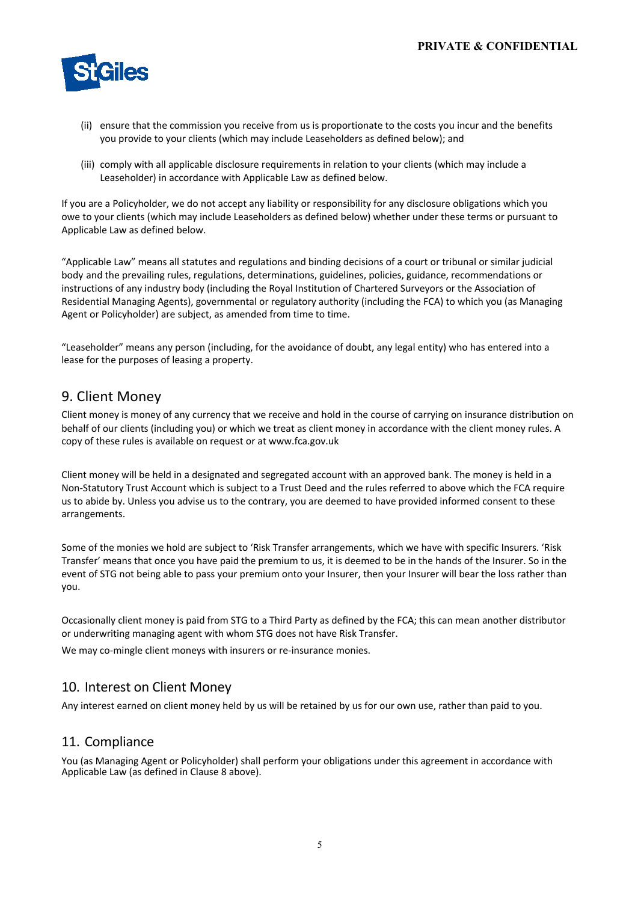(ii) ensure that the commission you receive from us is proportionate to the costs you incur and the benefits you provide to your clients (which may include Leaseholders as defined below); and

(iii) comply with all applicable disclosure requirements in relation to your clients (which may include a Leaseholder) in accordance with Applicable Law as defined below.

If you are a Policyholder, we do not accept any liability or responsibility for any disclosure obligations which you owe to your clients (which may include Leaseholders as defined below) whether under these terms or pursuant to Applicable Law as defined below.

"Applicable Law" means all statutes and regulations and binding decisions of a court or tribunal or similar judicial body and the prevailing rules, regulations, determinations, guidelines, policies, guidance, recommendations or instructions of any industry body (including the Royal Institution of Chartered Surveyors or the Association of Residential Managing Agents), governmental or regulatory authority (including the FCA) to which you (as Managing Agent or Policyholder) are subject, as amended from time to time.

"Leaseholder" means any person (including, for the avoidance of doubt, any legal entity) who has entered into a lease for the purposes of leasing a property.

## 9. Client Money

Client money is money of any currency that we receive and hold in the course of carrying on insurance distribution on behalf of our clients (including you) or which we treat as client money in accordance with the client money rules. A copy of these rules is available on request or at www.fca.gov.uk

Client money will be held in a designated and segregated account with an approved bank. The money is held in a Non-Statutory Trust Account which is subject to a Trust Deed and the rules referred to above which the FCA require us to abide by. Unless you advise us to the contrary, you are deemed to have provided informed consent to these arrangements.

Some of the monies we hold are subject to 'Risk Transfer arrangements, which we have with specific Insurers. 'Risk Transfer' means that once you have paid the premium to us, it is deemed to be in the hands of the Insurer. So in the event of STG not being able to pass your premium onto your Insurer, then your Insurer will bear the loss rather than you.

Occasionally client money is paid from STG to a Third Party as defined by the FCA; this can mean another distributor or underwriting managing agent with whom STG does not have Risk Transfer.

We may co-mingle client moneys with insurers or re-insurance monies.

## 10. Interest on Client Money

Any interest earned on client money held by us will be retained by us for our own use, rather than paid to you.

## 11. Compliance

You (as Managing Agent or Policyholder) shall perform your obligations under this agreement in accordance with Applicable Law (as defined in Clause 8 above).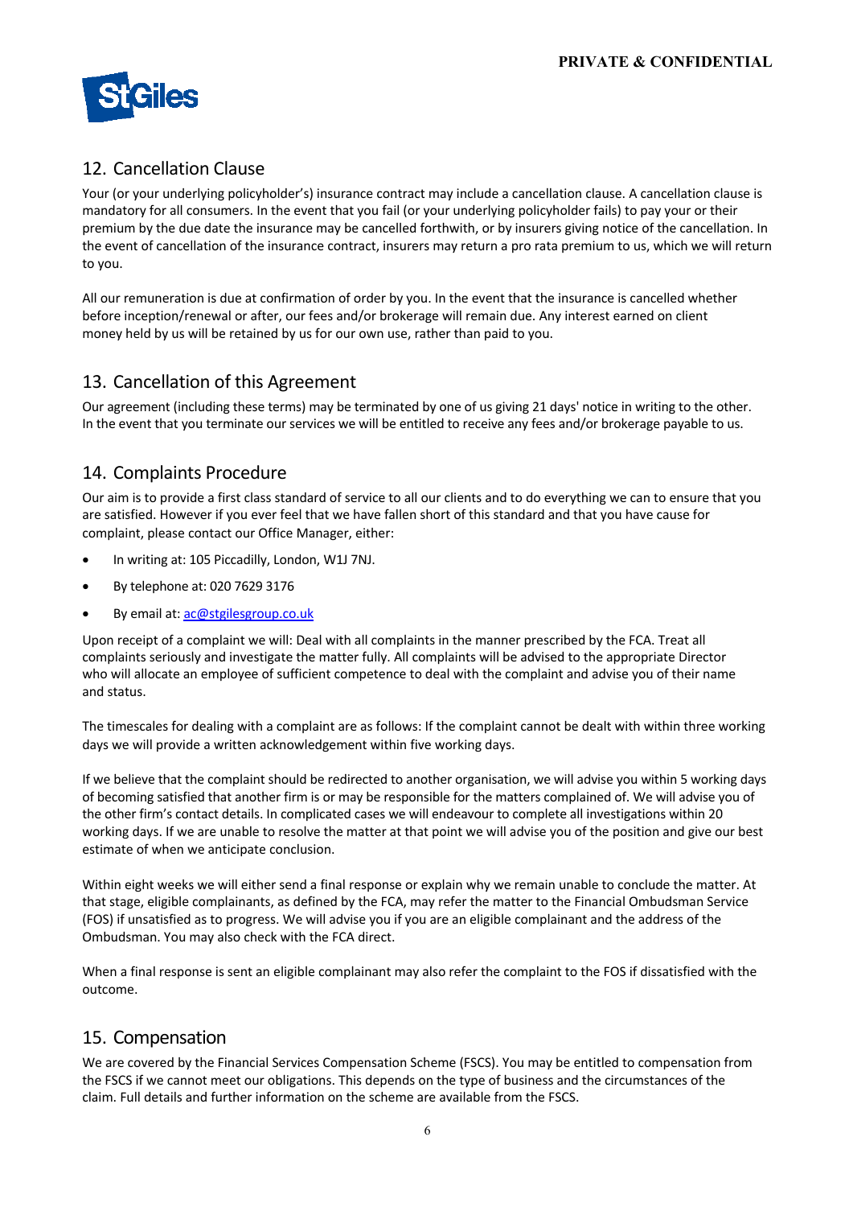## 12. Cancellation Clause

Your (or your underlying policyholder's) insurance contract may include a cancellation clause. A cancellation clause is mandatory for all consumers. In the event that you fail (or your underlying policyholder fails) to pay your or their premium by the due date the insurance may be cancelled forthwith, or by insurers giving notice of the cancellation. In the event of cancellation of the insurance contract, insurers may return a pro rata premium to us, which we will return to you.

All our remuneration is due at confirmation of order by you. In the event that the insurance is cancelled whether before inception/renewal or after, our fees and/or brokerage will remain due. Any interest earned on client money held by us will be retained by us for our own use, rather than paid to you.

## 13. Cancellation of this Agreement

Our agreement (including these terms) may be terminated by one of us giving 21 days' notice in writing to the other. In the event that you terminate our services we will be entitled to receive any fees and/or brokerage payable to us.

## 14. Complaints Procedure

Our aim is to provide a first class standard of service to all our clients and to do everything we can to ensure that you are satisfied. However if you ever feel that we have fallen short of this standard and that you have cause for complaint, please contact our Office Manager, either:

- In writing at: 105 Piccadilly, London, W1J 7NJ.
- By telephone at: 020 7629 3176
- By email at: ac@stgilesgroup.co.uk

Upon receipt of a complaint we will: Deal with all complaints in the manner prescribed by the FCA. Treat all complaints seriously and investigate the matter fully. All complaints will be advised to the appropriate Director who will allocate an employee of sufficient competence to deal with the complaint and advise you of their name and status.

The timescales for dealing with a complaint are as follows: If the complaint cannot be dealt with within three working days we will provide a written acknowledgement within five working days.

If we believe that the complaint should be redirected to another organisation, we will advise you within 5 working days of becoming satisfied that another firm is or may be responsible for the matters complained of. We will advise you of the other firm's contact details. In complicated cases we will endeavour to complete all investigations within 20 working days. If we are unable to resolve the matter at that point we will advise you of the position and give our best estimate of when we anticipate conclusion.

Within eight weeks we will either send a final response or explain why we remain unable to conclude the matter. At that stage, eligible complainants, as defined by the FCA, may refer the matter to the Financial Ombudsman Service (FOS) if unsatisfied as to progress. We will advise you if you are an eligible complainant and the address of the Ombudsman. You may also check with the FCA direct.

When a final response is sent an eligible complainant may also refer the complaint to the FOS if dissatisfied with the outcome.

## 15. Compensation

We are covered by the Financial Services Compensation Scheme (FSCS). You may be entitled to compensation from the FSCS if we cannot meet our obligations. This depends on the type of business and the circumstances of the claim. Full details and further information on the scheme are available from the FSCS.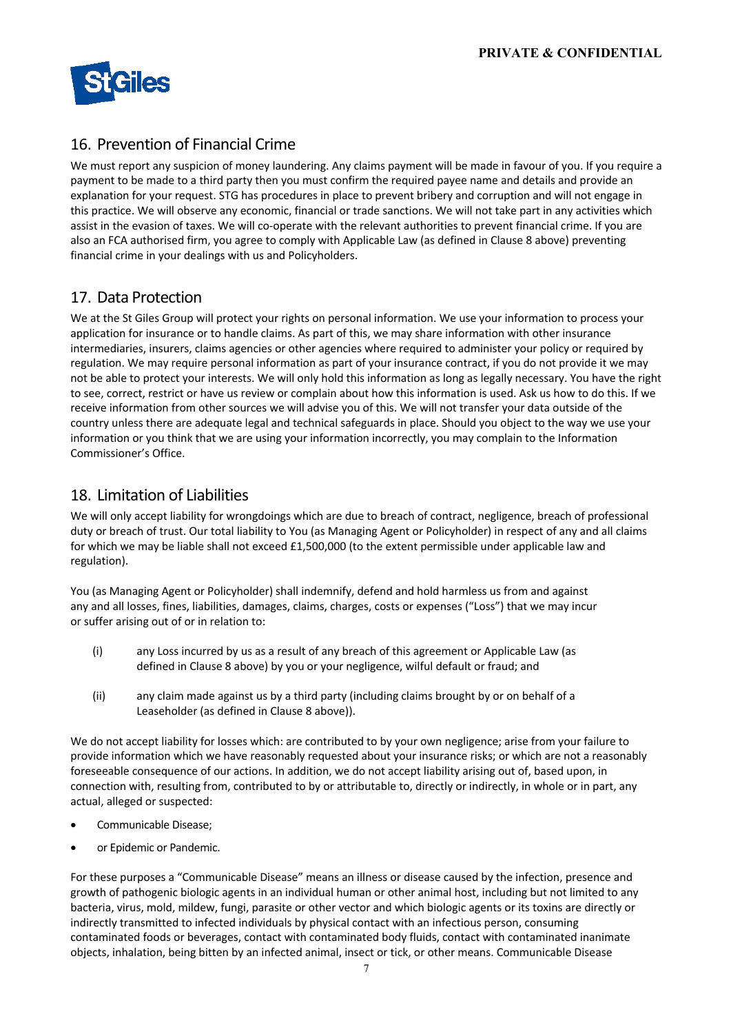## 16. Prevention of Financial Crime

We must report any suspicion of money laundering. Any claims payment will be made in favour of you. If you require a payment to be made to a third party then you must confirm the required payee name and details and provide an explanation for your request. STG has procedures in place to prevent bribery and corruption and will not engage in this practice. We will observe any economic, financial or trade sanctions. We will not take part in any activities which assist in the evasion of taxes. We will co-operate with the relevant authorities to prevent financial crime. If you are also an FCA authorised firm, you agree to comply with Applicable Law (as defined in Clause 8 above) preventing financial crime in your dealings with us and Policyholders.

## 17. Data Protection

We at the St Giles Group will protect your rights on personal information. We use your information to process your application for insurance or to handle claims. As part of this, we may share information with other insurance intermediaries, insurers, claims agencies or other agencies where required to administer your policy or required by regulation. We may require personal information as part of your insurance contract, if you do not provide it we may not be able to protect your interests. We will only hold this information as long as legally necessary. You have the right to see, correct, restrict or have us review or complain about how this information is used. Ask us how to do this. If we receive information from other sources we will advise you of this. We will not transfer your data outside of the country unless there are adequate legal and technical safeguards in place. Should you object to the way we use your information or you think that we are using your information incorrectly, you may complain to the Information Commissioner's Office.

## 18. Limitation of Liabilities

We will only accept liability for wrongdoings which are due to breach of contract, negligence, breach of professional duty or breach of trust. Our total liability to You (as Managing Agent or Policyholder) in respect of any and all claims for which we may be liable shall not exceed £1,500,000 (to the extent permissible under applicable law and regulation).

You (as Managing Agent or Policyholder) shall indemnify, defend and hold harmless us from and against any and all losses, fines, liabilities, damages, claims, charges, costs or expenses ("Loss") that we may incur or suffer arising out of or in relation to:

(i) any Loss incurred by us as a result of any breach of this agreement or Applicable Law (as defined in Clause 8 above) by you or your negligence, wilful default or fraud; and

(ii) any claim made against us by a third party (including claims brought by or on behalf of a Leaseholder (as defined in Clause 8 above)).

We do not accept liability for losses which: are contributed to by your own negligence; arise from your failure to provide information which we have reasonably requested about your insurance risks; or which are not a reasonably foreseeable consequence of our actions. In addition, we do not accept liability arising out of, based upon, in connection with, resulting from, contributed to by or attributable to, directly or indirectly, in whole or in part, any actual, alleged or suspected:

- Communicable Disease;
- or Epidemic or Pandemic.

For these purposes a "Communicable Disease" means an illness or disease caused by the infection, presence and growth of pathogenic biologic agents in an individual human or other animal host, including but not limited to any bacteria, virus, mold, mildew, fungi, parasite or other vector and which biologic agents or its toxins are directly or indirectly transmitted to infected individuals by physical contact with an infectious person, consuming contaminated foods or beverages, contact with contaminated body fluids, contact with contaminated inanimate objects, inhalation, being bitten by an infected animal, insect or tick, or other means. Communicable Disease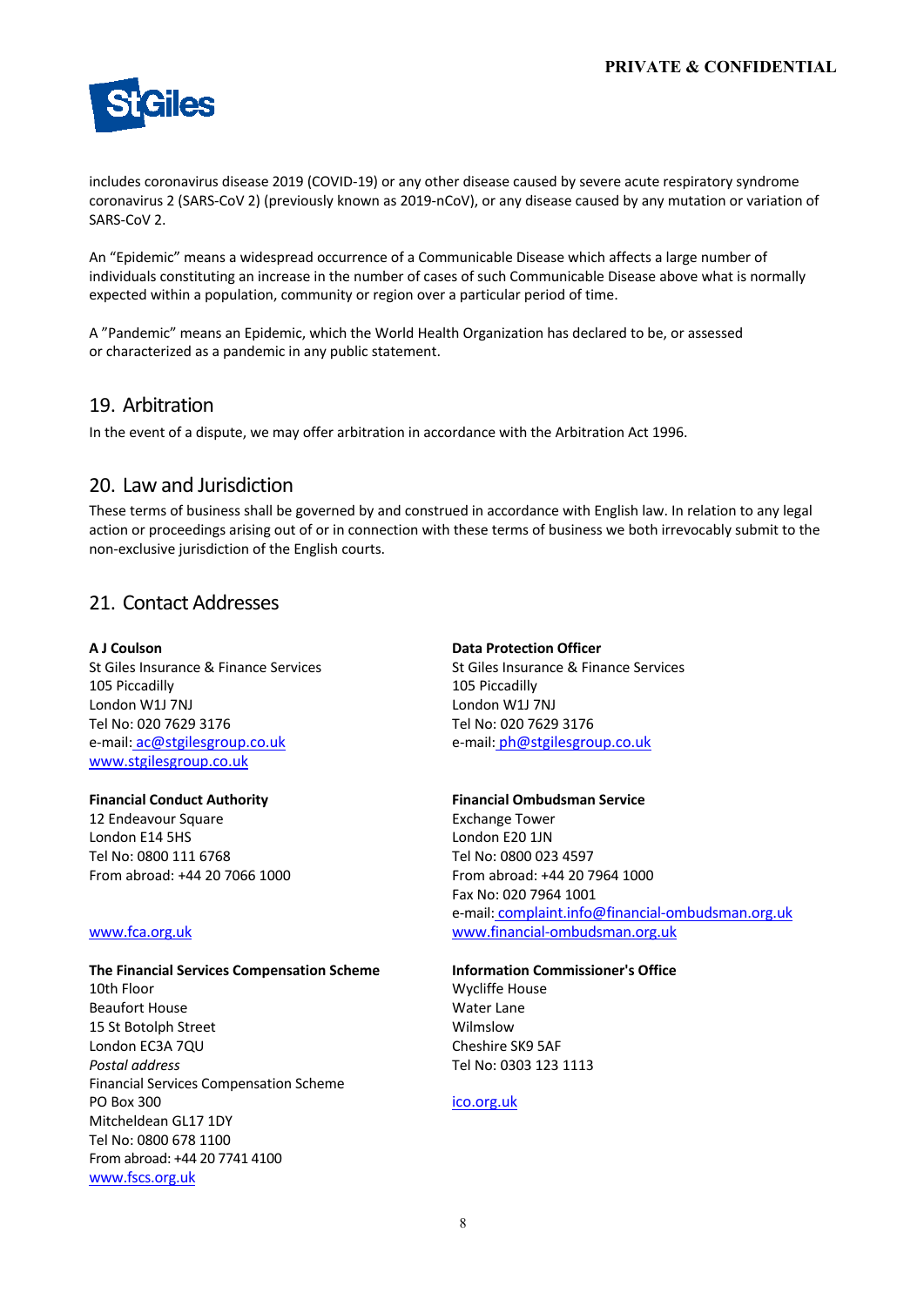includes coronavirus disease 2019 (COVID-19) or any other disease caused by severe acute respiratory syndrome coronavirus 2 (SARS-CoV 2) (previously known as 2019-nCoV), or any disease caused by any mutation or variation of SARS-CoV 2.

An "Epidemic" means a widespread occurrence of a Communicable Disease which affects a large number of individuals constituting an increase in the number of cases of such Communicable Disease above what is normally expected within a population, community or region over a particular period of time.

A "Pandemic" means an Epidemic, which the World Health Organization has declared to be, or assessed or characterized as a pandemic in any public statement.

## 19. Arbitration

In the event of a dispute, we may offer arbitration in accordance with the Arbitration Act 1996.

## 20. Law and Jurisdiction

These terms of business shall be governed by and construed in accordance with English law. In relation to any legal action or proceedings arising out of or in connection with these terms of business we both irrevocably submit to the non-exclusive jurisdiction of the English courts.

## 21. Contact Addresses

**A J Coulson**
St Giles Insurance & Finance Services
105 Piccadilly
London W1J 7NJ
Tel No: 020 7629 3176
e-mail: ac@stgilesgroup.co.uk
www.stgilesgroup.co.uk

**Data Protection Officer**
St Giles Insurance & Finance Services
105 Piccadilly
London W1J 7NJ
Tel No: 020 7629 3176
e-mail: ph@stgilesgroup.co.uk

**Financial Conduct Authority**
12 Endeavour Square
London E14 5HS
Tel No: 0800 111 6768
From abroad: +44 20 7066 1000
www.fca.org.uk

**Financial Ombudsman Service**
Exchange Tower
London E20 1JN
Tel No: 0800 023 4597
From abroad: +44 20 7964 1000
Fax No: 020 7964 1001
e-mail: complaint.info@financial-ombudsman.org.uk
www.financial-ombudsman.org.uk

**The Financial Services Compensation Scheme**
10th Floor
Beaufort House
15 St Botolph Street
London EC3A 7QU
*Postal address*
Financial Services Compensation Scheme
PO Box 300
Mitcheldean GL17 1DY
Tel No: 0800 678 1100
From abroad: +44 20 7741 4100
www.fscs.org.uk

**Information Commissioner's Office**
Wycliffe House
Water Lane
Wilmslow
Cheshire SK9 5AF
Tel No: 0303 123 1113

ico.org.uk